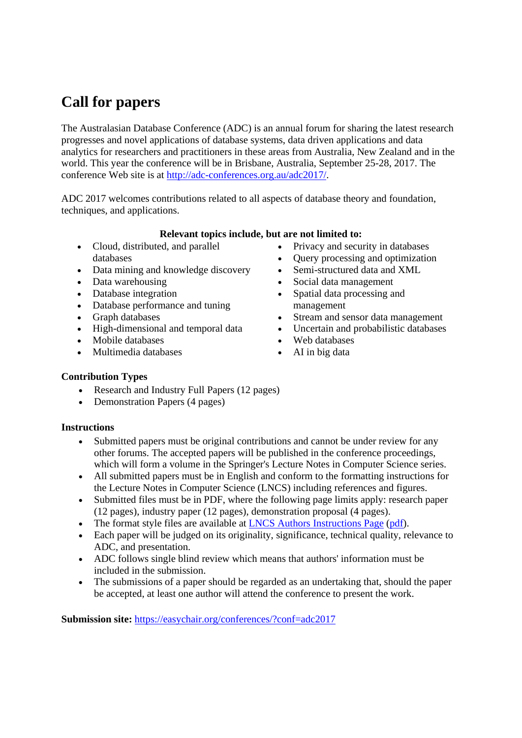# Call for papers

The Australasian Database Conference (ADC) is an annual forum for sharing the latest research progresses and novel applications of database systems, data driven applications and data analytics for researchers and practitioners in these areas from Australia, New Zealand and in the world. This year the conference will be in Brisbane, Australia, September 25-28, 2017. The conference Web site is at [http://adc-conferences.org.au/adc2017/](http://adc-conferences.org.au/adc2017/).

ADC 2017 welcomes contributions related to all aspects of database theory and foundation, techniques, and applications.

**Relevant topics include, but are not limited to:**

- Cloud, distributed, and parallel databases
- Data mining and knowledge discovery
- Data warehousing
- Database integration
- Database performance and tuning
- Graph databases
- High-dimensional and temporal data
- Mobile databases
- Multimedia databases
- Privacy and security in databases
- Query processing and optimization
- Semi-structured data and XML
- Social data management
- Spatial data processing and management
- Stream and sensor data management
- Uncertain and probabilistic databases
- Web databases
- AI in big data

**Contribution Types**

- Research and Industry Full Papers (12 pages)
- Demonstration Papers (4 pages)

**Instructions**

- Submitted papers must be original contributions and cannot be under review for any other forums. The accepted papers will be published in the conference proceedings, which will form a volume in the Springer's Lecture Notes in Computer Science series.
- All submitted papers must be in English and conform to the formatting instructions for the Lecture Notes in Computer Science (LNCS) including references and figures.
- Submitted files must be in PDF, where the following page limits apply: research paper (12 pages), industry paper (12 pages), demonstration proposal (4 pages).
- The format style files are available at LNCS Authors Instructions Page (pdf).
- Each paper will be judged on its originality, significance, technical quality, relevance to ADC, and presentation.
- ADC follows single blind review which means that authors' information must be included in the submission.
- The submissions of a paper should be regarded as an undertaking that, should the paper be accepted, at least one author will attend the conference to present the work.

**Submission site:** [https://easychair.org/conferences/?conf=adc2017](https://easychair.org/conferences/?conf=adc2017)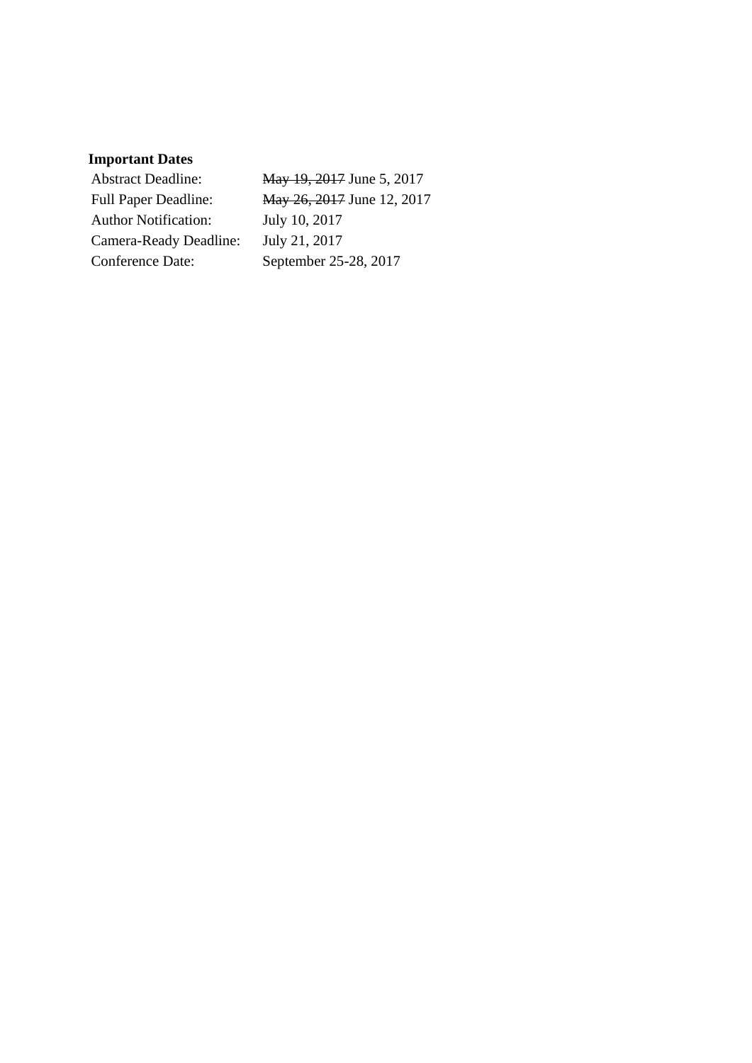**Important Dates**

| | |
|---|---|
| Abstract Deadline: | ~~May 19, 2017~~ June 5, 2017 |
| Full Paper Deadline: | ~~May 26, 2017~~ June 12, 2017 |
| Author Notification: | July 10, 2017 |
| Camera-Ready Deadline: | July 21, 2017 |
| Conference Date: | September 25-28, 2017 |